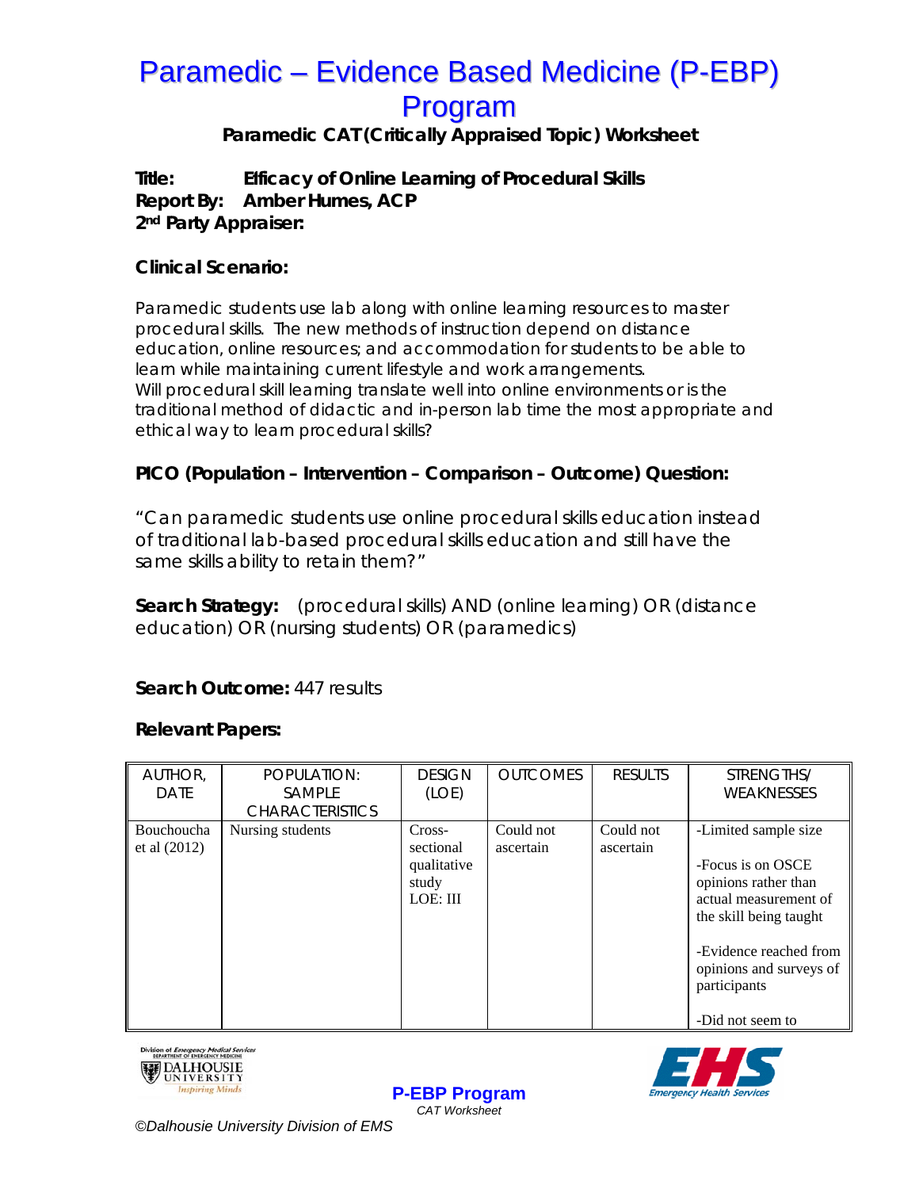# Paramedic – Evidence Based Medicine (P-EBP) Program

**Paramedic CAT (Critically Appraised Topic) Worksheet**

**Title:** **Efficacy of Online Learning of Procedural Skills**
**Report By:** **Amber Humes, ACP**
**2nd Party Appraiser:**

**Clinical Scenario:**

Paramedic students use lab along with online learning resources to master procedural skills. The new methods of instruction depend on distance education, online resources; and accommodation for students to be able to learn while maintaining current lifestyle and work arrangements.
Will procedural skill learning translate well into online environments or is the traditional method of didactic and in-person lab time the most appropriate and ethical way to learn procedural skills?

**PICO (Population – Intervention – Comparison – Outcome) Question:**

"Can paramedic students use online procedural skills education instead of traditional lab-based procedural skills education and still have the same skills ability to retain them?"

**Search Strategy:** (procedural skills) AND (online learning) OR (distance education) OR (nursing students) OR (paramedics)

**Search Outcome:** 447 results

**Relevant Papers:**

| AUTHOR, DATE | POPULATION: SAMPLE CHARACTERISTICS | DESIGN (LOE) | OUTCOMES | RESULTS | STRENGTHS/ WEAKNESSES |
|---|---|---|---|---|---|
| Bouchoucha et al (2012) | Nursing students | Cross-sectional qualitative study LOE: III | Could not ascertain | Could not ascertain | -Limited sample size<br><br>-Focus is on OSCE opinions rather than actual measurement of the skill being taught<br><br>-Evidence reached from opinions and surveys of participants<br><br>-Did not seem to |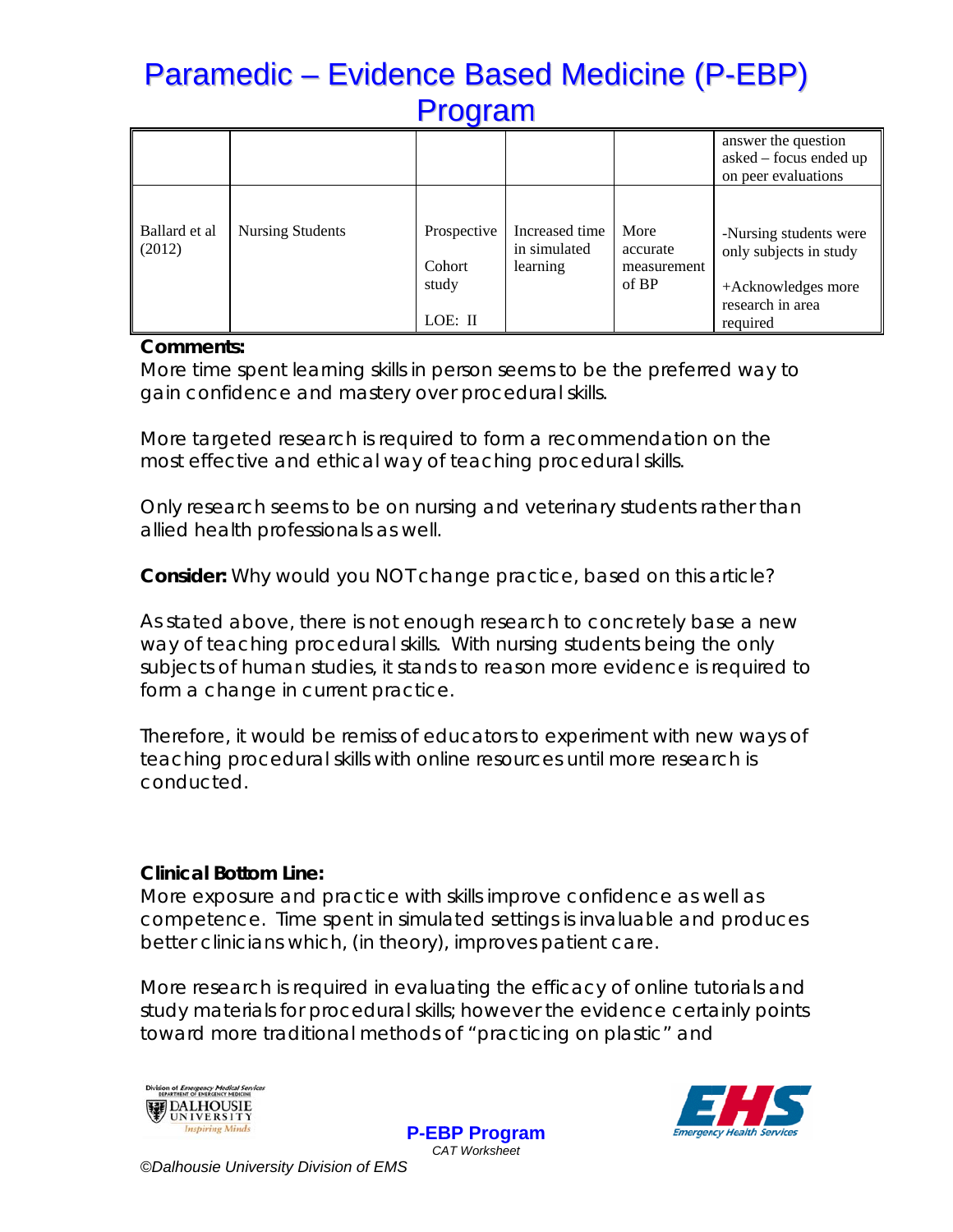| | | | | | |
|---|---|---|---|---|---|
| | | | | | answer the question asked – focus ended up on peer evaluations |
| Ballard et al (2012) | Nursing Students | Prospective Cohort study<br><br>LOE: II | Increased time in simulated learning | More accurate measurement of BP | -Nursing students were only subjects in study<br><br>+Acknowledges more research in area required |

**Comments:**

More time spent learning skills in person seems to be the preferred way to gain confidence and mastery over procedural skills.

More targeted research is required to form a recommendation on the most effective and ethical way of teaching procedural skills.

Only research seems to be on nursing and veterinary students rather than allied health professionals as well.

**Consider:** Why would you NOT change practice, based on this article?

As stated above, there is not enough research to concretely base a new way of teaching procedural skills. With nursing students being the only subjects of human studies, it stands to reason more evidence is required to form a change in current practice.

Therefore, it would be remiss of educators to experiment with new ways of teaching procedural skills with online resources until more research is conducted.

**Clinical Bottom Line:**

More exposure and practice with skills improve confidence as well as competence. Time spent in simulated settings is invaluable and produces better clinicians which, (in theory), improves patient care.

More research is required in evaluating the efficacy of online tutorials and study materials for procedural skills; however the evidence certainly points toward more traditional methods of "practicing on plastic" and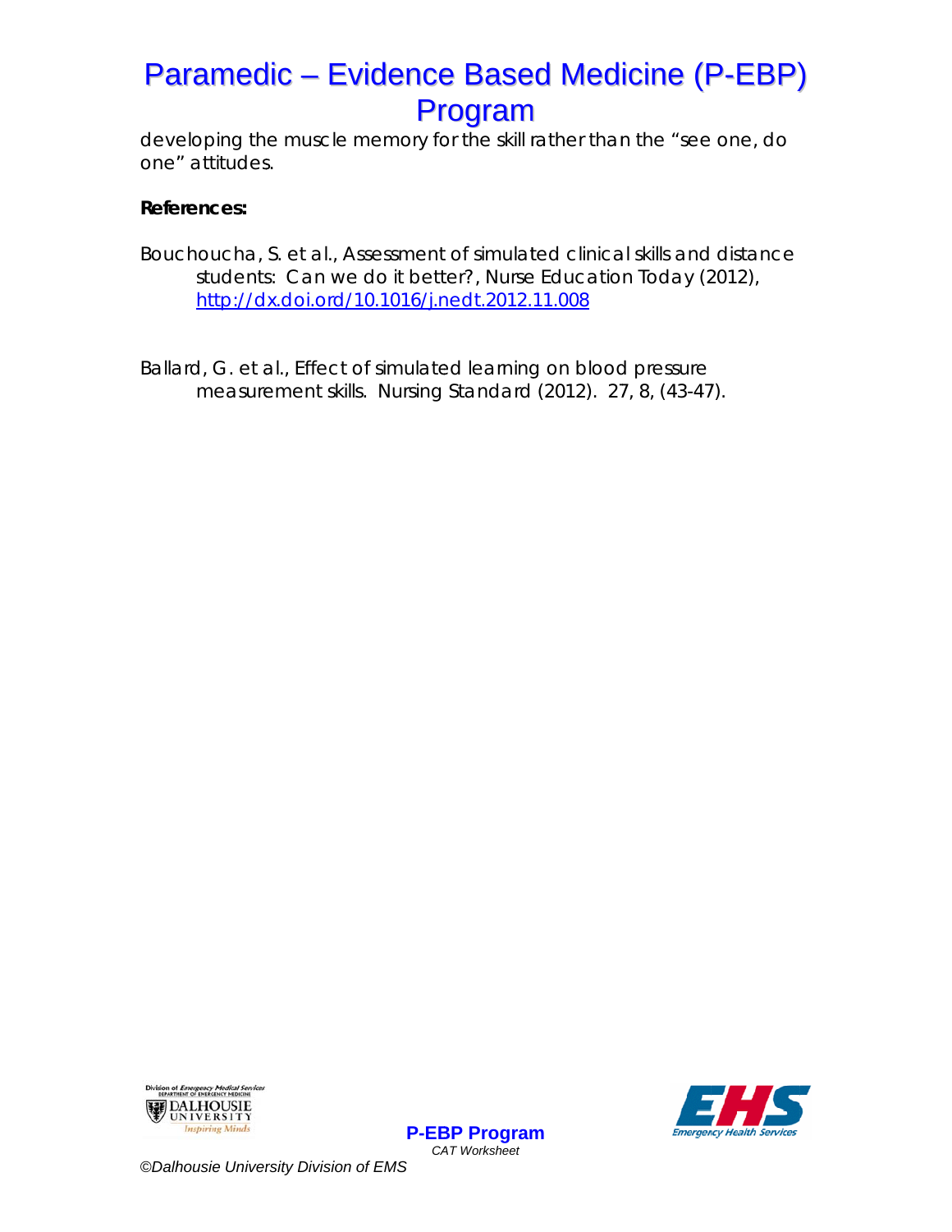developing the muscle memory for the skill rather than the "see one, do one" attitudes.

**References:**

Bouchoucha, S. et al., Assessment of simulated clinical skills and distance students: Can we do it better?, Nurse Education Today (2012), http://dx.doi.ord/10.1016/j.nedt.2012.11.008

Ballard, G. et al., Effect of simulated learning on blood pressure measurement skills. Nursing Standard (2012). 27, 8, (43-47).